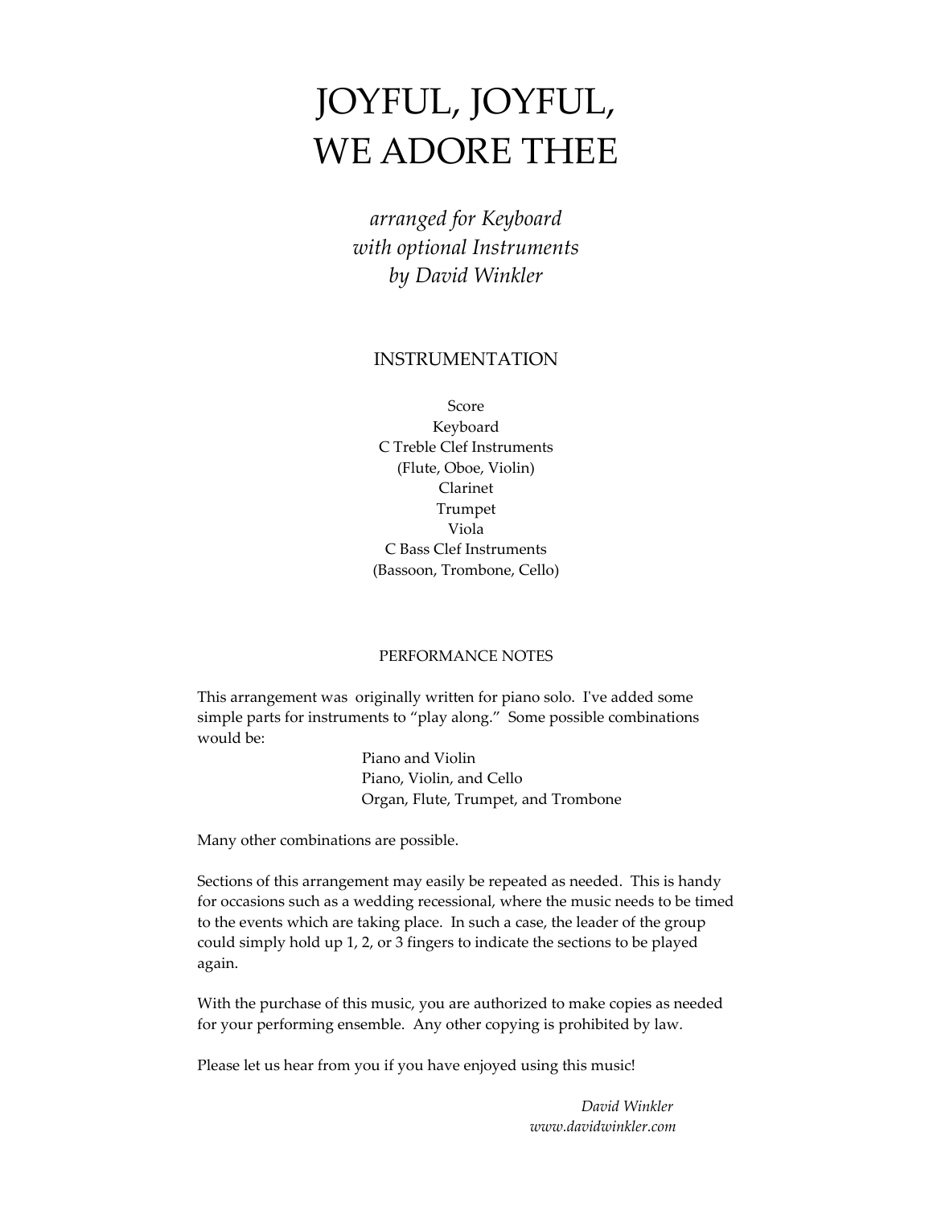# JOYFUL, JOYFUL, WE ADORE THEE

*arranged for Keyboard*
*with optional Instruments*
*by David Winkler*

## INSTRUMENTATION

Score
Keyboard
C Treble Clef Instruments
(Flute, Oboe, Violin)
Clarinet
Trumpet
Viola
C Bass Clef Instruments
(Bassoon, Trombone, Cello)

## PERFORMANCE NOTES

This arrangement was originally written for piano solo. I've added some simple parts for instruments to "play along." Some possible combinations would be:

Piano and Violin
Piano, Violin, and Cello
Organ, Flute, Trumpet, and Trombone

Many other combinations are possible.

Sections of this arrangement may easily be repeated as needed. This is handy for occasions such as a wedding recessional, where the music needs to be timed to the events which are taking place. In such a case, the leader of the group could simply hold up 1, 2, or 3 fingers to indicate the sections to be played again.

With the purchase of this music, you are authorized to make copies as needed for your performing ensemble. Any other copying is prohibited by law.

Please let us hear from you if you have enjoyed using this music!

*David Winkler*
*www.davidwinkler.com*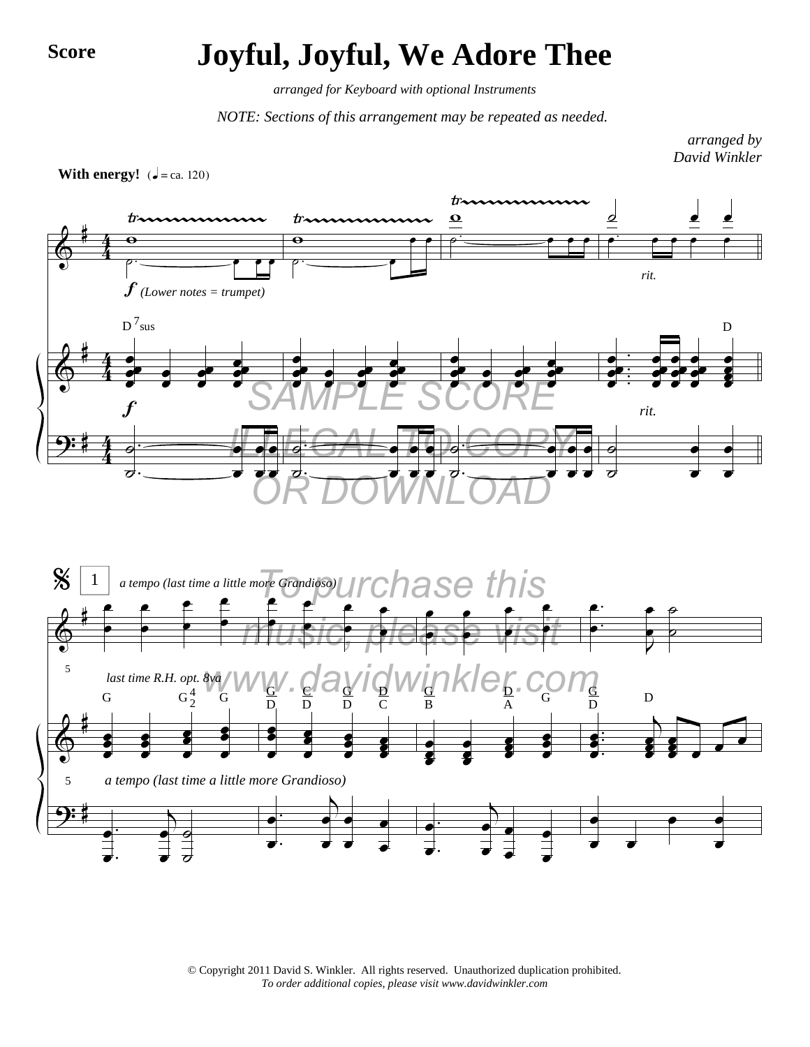Score

# Joyful, Joyful, We Adore Thee

*arranged for Keyboard with optional Instruments*

*NOTE: Sections of this arrangement may be repeated as needed.*

*arranged by*
*David Winkler*

**With energy!** (♩ = ca. 120)

SAMPLE SCORE ILLEGAL TO COPY OR DOWNLOAD

To purchase this music, please visit www.davidwinkler.com

© Copyright 2011 David S. Winkler. All rights reserved. Unauthorized duplication prohibited.
*To order additional copies, please visit www.davidwinkler.com*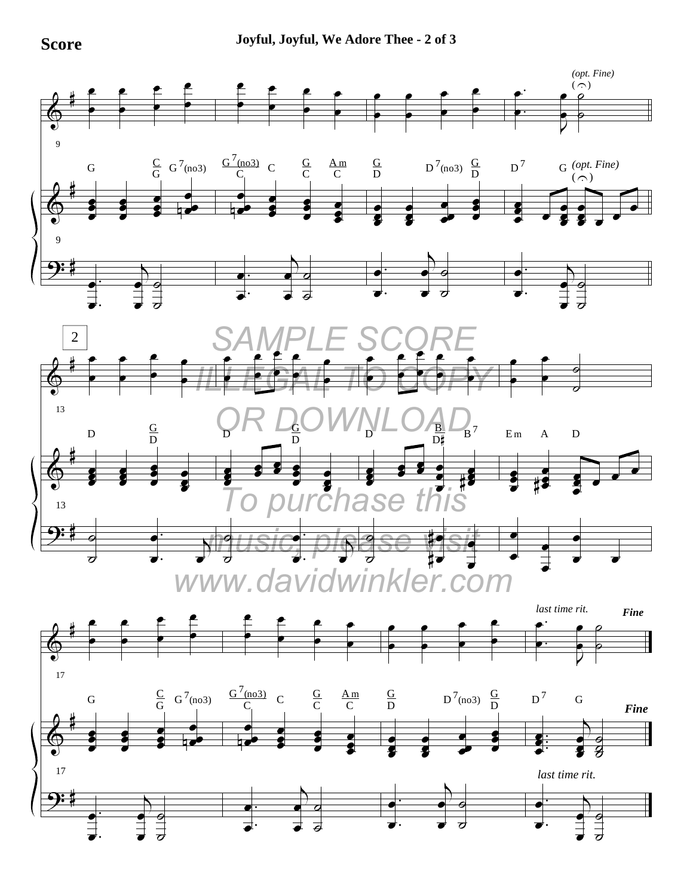Score

Joyful, Joyful, We Adore Thee - 2 of 3

SAMPLE SCORE
ILLEGAL TO COPY
OR DOWNLOAD

To purchase this music, please visit www.davidwinkler.com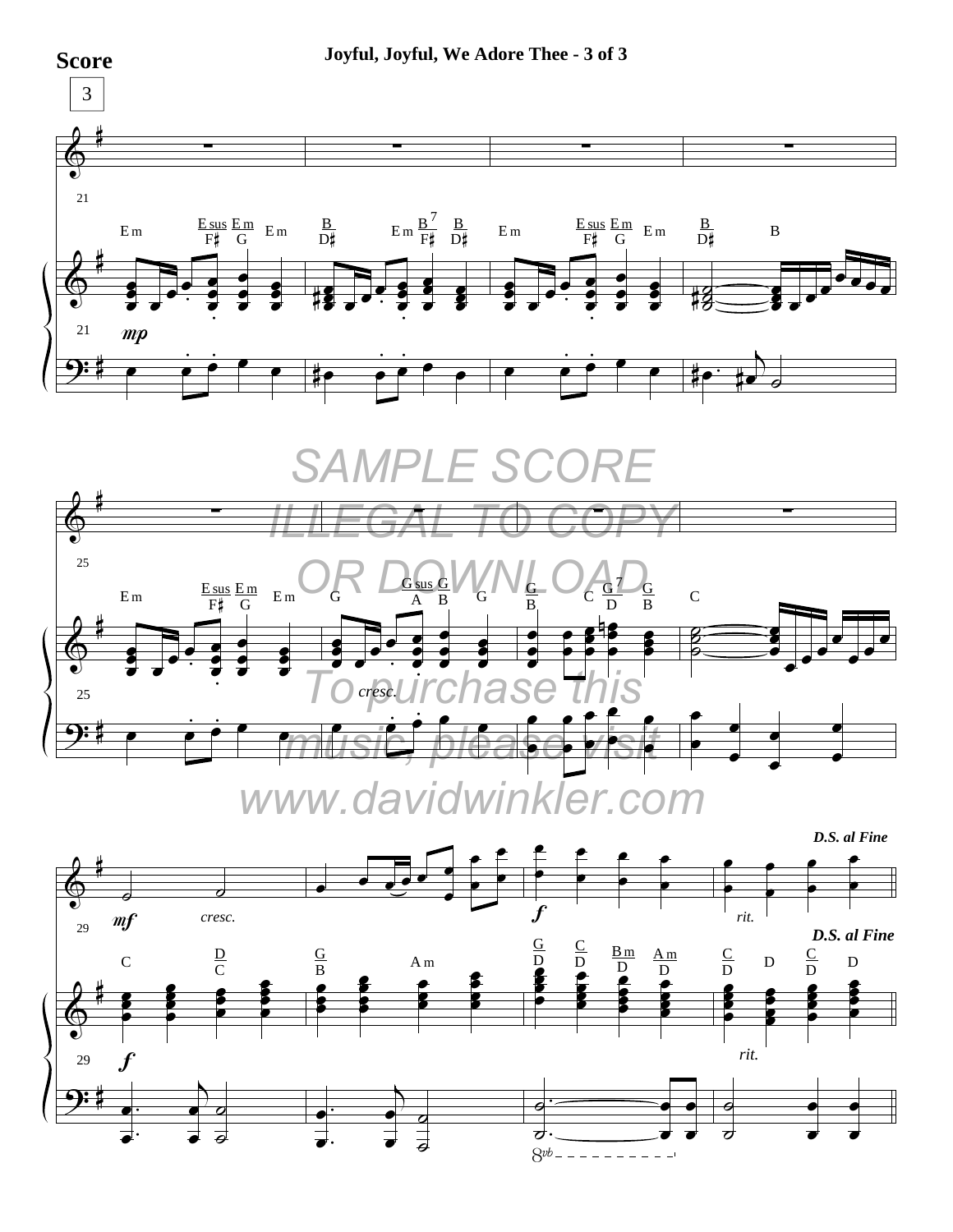SAMPLE SCORE ILLEGAL TO COPY OR DOWNLOAD

To purchase this music, please visit www.davidwinkler.com